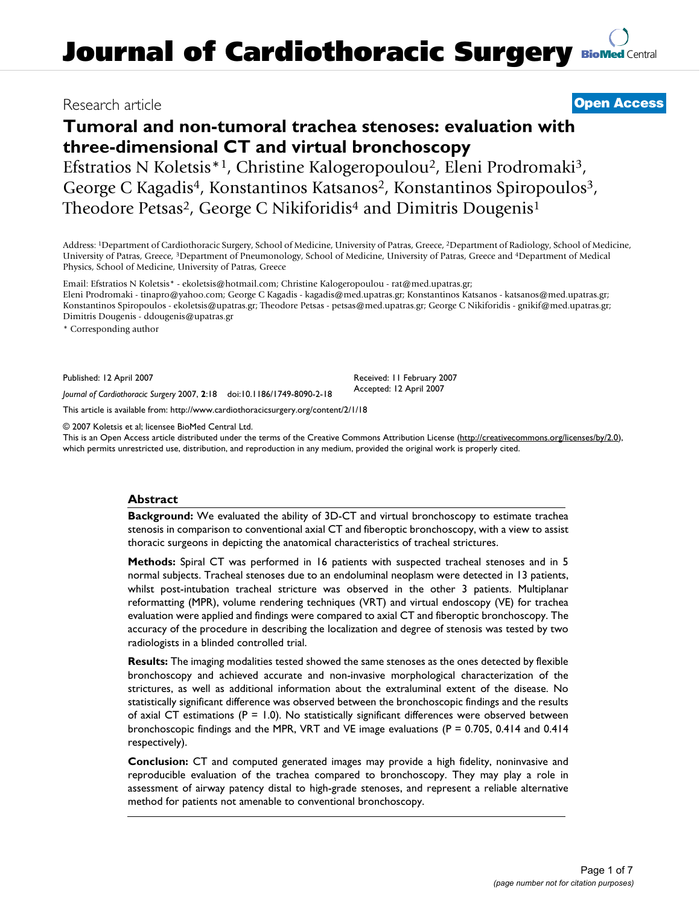# Journal of Cardiothoracic Surgery

Research article

**Open Access**

## Tumoral and non-tumoral trachea stenoses: evaluation with three-dimensional CT and virtual bronchoscopy

Efstratios N Koletsis*[1], Christine Kalogeropoulou[2], Eleni Prodromaki[3], George C Kagadis[4], Konstantinos Katsanos[2], Konstantinos Spiropoulos[3], Theodore Petsas[2], George C Nikiforidis[4] and Dimitris Dougenis[1]

Address: [1]Department of Cardiothoracic Surgery, School of Medicine, University of Patras, Greece, [2]Department of Radiology, School of Medicine, University of Patras, Greece, [3]Department of Pneumonology, School of Medicine, University of Patras, Greece and [4]Department of Medical Physics, School of Medicine, University of Patras, Greece

Email: Efstratios N Koletsis* - ekoletsis@hotmail.com; Christine Kalogeropoulou - rat@med.upatras.gr; Eleni Prodromaki - tinapro@yahoo.com; George C Kagadis - kagadis@med.upatras.gr; Konstantinos Katsanos - katsanos@med.upatras.gr; Konstantinos Spiropoulos - ekoletsis@upatras.gr; Theodore Petsas - petsas@med.upatras.gr; George C Nikiforidis - gnikif@med.upatras.gr; Dimitris Dougenis - ddougenis@upatras.gr

\* Corresponding author

Published: 12 April 2007

*Journal of Cardiothoracic Surgery* 2007, **2**:18 doi:10.1186/1749-8090-2-18

Received: 11 February 2007
Accepted: 12 April 2007

This article is available from: http://www.cardiothoracicsurgery.org/content/2/1/18

© 2007 Koletsis et al; licensee BioMed Central Ltd.
This is an Open Access article distributed under the terms of the Creative Commons Attribution License (http://creativecommons.org/licenses/by/2.0), which permits unrestricted use, distribution, and reproduction in any medium, provided the original work is properly cited.

### Abstract

**Background:** We evaluated the ability of 3D-CT and virtual bronchoscopy to estimate trachea stenosis in comparison to conventional axial CT and fiberoptic bronchoscopy, with a view to assist thoracic surgeons in depicting the anatomical characteristics of tracheal strictures.

**Methods:** Spiral CT was performed in 16 patients with suspected tracheal stenoses and in 5 normal subjects. Tracheal stenoses due to an endoluminal neoplasm were detected in 13 patients, whilst post-intubation tracheal stricture was observed in the other 3 patients. Multiplanar reformatting (MPR), volume rendering techniques (VRT) and virtual endoscopy (VE) for trachea evaluation were applied and findings were compared to axial CT and fiberoptic bronchoscopy. The accuracy of the procedure in describing the localization and degree of stenosis was tested by two radiologists in a blinded controlled trial.

**Results:** The imaging modalities tested showed the same stenoses as the ones detected by flexible bronchoscopy and achieved accurate and non-invasive morphological characterization of the strictures, as well as additional information about the extraluminal extent of the disease. No statistically significant difference was observed between the bronchoscopic findings and the results of axial CT estimations ($P = 1.0$). No statistically significant differences were observed between bronchoscopic findings and the MPR, VRT and VE image evaluations ($P = 0.705$, 0.414 and 0.414 respectively).

**Conclusion:** CT and computed generated images may provide a high fidelity, noninvasive and reproducible evaluation of the trachea compared to bronchoscopy. They may play a role in assessment of airway patency distal to high-grade stenoses, and represent a reliable alternative method for patients not amenable to conventional bronchoscopy.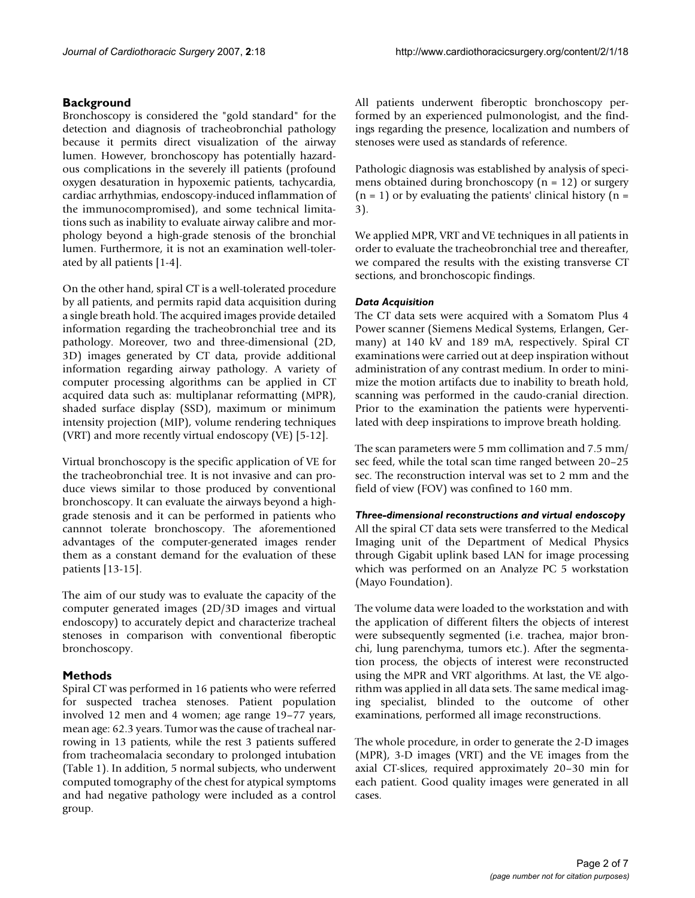## Background

Bronchoscopy is considered the "gold standard" for the detection and diagnosis of tracheobronchial pathology because it permits direct visualization of the airway lumen. However, bronchoscopy has potentially hazardous complications in the severely ill patients (profound oxygen desaturation in hypoxemic patients, tachycardia, cardiac arrhythmias, endoscopy-induced inflammation of the immunocompromised), and some technical limitations such as inability to evaluate airway calibre and morphology beyond a high-grade stenosis of the bronchial lumen. Furthermore, it is not an examination well-tolerated by all patients [1-4].

On the other hand, spiral CT is a well-tolerated procedure by all patients, and permits rapid data acquisition during a single breath hold. The acquired images provide detailed information regarding the tracheobronchial tree and its pathology. Moreover, two and three-dimensional (2D, 3D) images generated by CT data, provide additional information regarding airway pathology. A variety of computer processing algorithms can be applied in CT acquired data such as: multiplanar reformatting (MPR), shaded surface display (SSD), maximum or minimum intensity projection (MIP), volume rendering techniques (VRT) and more recently virtual endoscopy (VE) [5-12].

Virtual bronchoscopy is the specific application of VE for the tracheobronchial tree. It is not invasive and can produce views similar to those produced by conventional bronchoscopy. It can evaluate the airways beyond a high-grade stenosis and it can be performed in patients who cannnot tolerate bronchoscopy. The aforementioned advantages of the computer-generated images render them as a constant demand for the evaluation of these patients [13-15].

The aim of our study was to evaluate the capacity of the computer generated images (2D/3D images and virtual endoscopy) to accurately depict and characterize tracheal stenoses in comparison with conventional fiberoptic bronchoscopy.

## Methods

Spiral CT was performed in 16 patients who were referred for suspected trachea stenoses. Patient population involved 12 men and 4 women; age range 19–77 years, mean age: 62.3 years. Tumor was the cause of tracheal narrowing in 13 patients, while the rest 3 patients suffered from tracheomalacia secondary to prolonged intubation (Table 1). In addition, 5 normal subjects, who underwent computed tomography of the chest for atypical symptoms and had negative pathology were included as a control group.

All patients underwent fiberoptic bronchoscopy performed by an experienced pulmonologist, and the findings regarding the presence, localization and numbers of stenoses were used as standards of reference.

Pathologic diagnosis was established by analysis of specimens obtained during bronchoscopy (n = 12) or surgery (n = 1) or by evaluating the patients' clinical history (n = 3).

We applied MPR, VRT and VE techniques in all patients in order to evaluate the tracheobronchial tree and thereafter, we compared the results with the existing transverse CT sections, and bronchoscopic findings.

### *Data Acquisition*

The CT data sets were acquired with a Somatom Plus 4 Power scanner (Siemens Medical Systems, Erlangen, Germany) at 140 kV and 189 mA, respectively. Spiral CT examinations were carried out at deep inspiration without administration of any contrast medium. In order to minimize the motion artifacts due to inability to breath hold, scanning was performed in the caudo-cranial direction. Prior to the examination the patients were hyperventilated with deep inspirations to improve breath holding.

The scan parameters were 5 mm collimation and 7.5 mm/sec feed, while the total scan time ranged between 20–25 sec. The reconstruction interval was set to 2 mm and the field of view (FOV) was confined to 160 mm.

### *Three-dimensional reconstructions and virtual endoscopy*

All the spiral CT data sets were transferred to the Medical Imaging unit of the Department of Medical Physics through Gigabit uplink based LAN for image processing which was performed on an Analyze PC 5 workstation (Mayo Foundation).

The volume data were loaded to the workstation and with the application of different filters the objects of interest were subsequently segmented (i.e. trachea, major bronchi, lung parenchyma, tumors etc.). After the segmentation process, the objects of interest were reconstructed using the MPR and VRT algorithms. At last, the VE algorithm was applied in all data sets. The same medical imaging specialist, blinded to the outcome of other examinations, performed all image reconstructions.

The whole procedure, in order to generate the 2-D images (MPR), 3-D images (VRT) and the VE images from the axial CT-slices, required approximately 20–30 min for each patient. Good quality images were generated in all cases.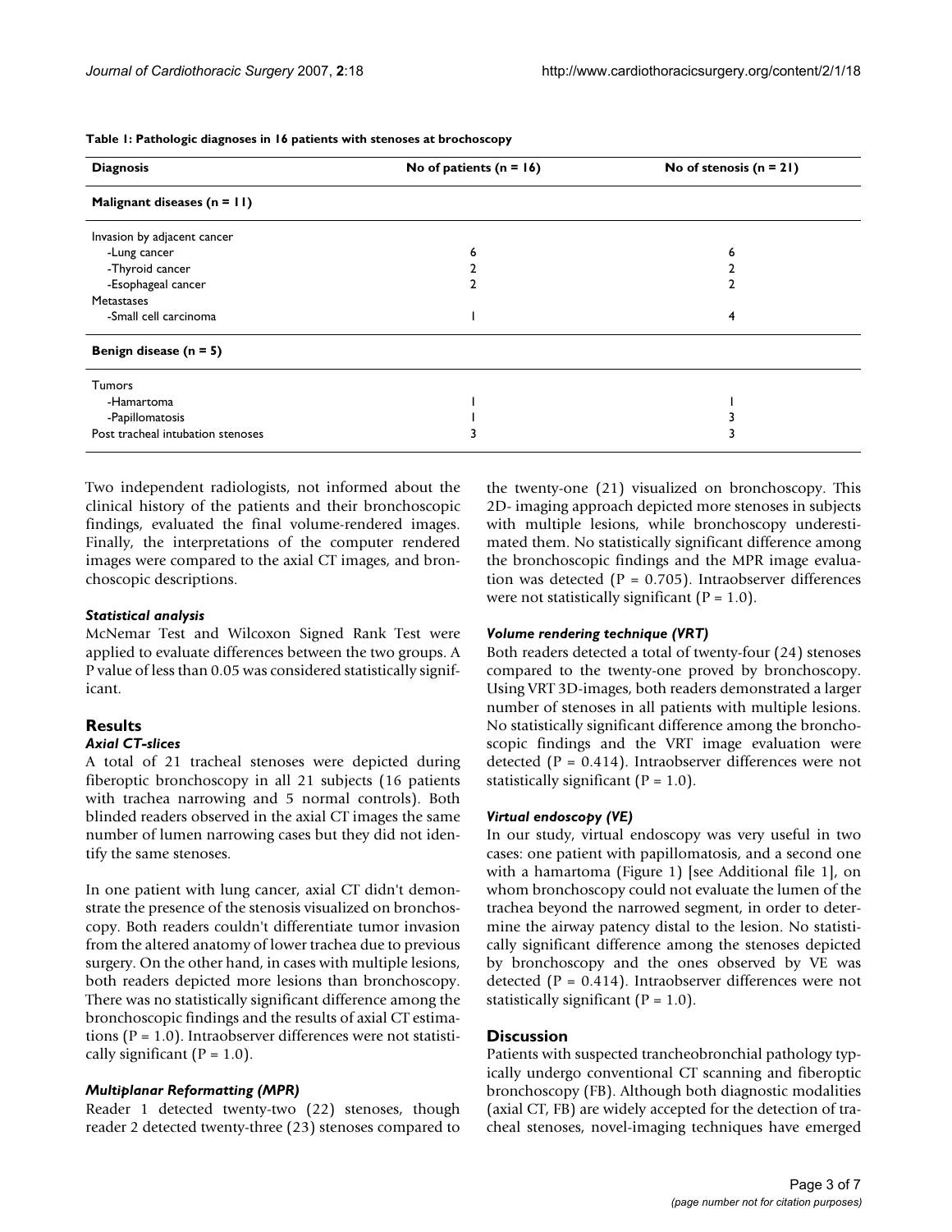**Table 1: Pathologic diagnoses in 16 patients with stenoses at brochoscopy**

| Diagnosis | No of patients (n = 16) | No of stenosis (n = 21) |
|---|---|---|
| **Malignant diseases (n = 11)** | | |
| Invasion by adjacent cancer | | |
| -Lung cancer | 6 | 6 |
| -Thyroid cancer | 2 | 2 |
| -Esophageal cancer | 2 | 2 |
| Metastases | | |
| -Small cell carcinoma | 1 | 4 |
| **Benign disease (n = 5)** | | |
| Tumors | | |
| -Hamartoma | 1 | 1 |
| -Papillomatosis | 1 | 3 |
| Post tracheal intubation stenoses | 3 | 3 |

Two independent radiologists, not informed about the clinical history of the patients and their bronchoscopic findings, evaluated the final volume-rendered images. Finally, the interpretations of the computer rendered images were compared to the axial CT images, and bronchoscopic descriptions.

#### *Statistical analysis*

McNemar Test and Wilcoxon Signed Rank Test were applied to evaluate differences between the two groups. A P value of less than 0.05 was considered statistically significant.

## Results

#### *Axial CT-slices*

A total of 21 tracheal stenoses were depicted during fiberoptic bronchoscopy in all 21 subjects (16 patients with trachea narrowing and 5 normal controls). Both blinded readers observed in the axial CT images the same number of lumen narrowing cases but they did not identify the same stenoses.

In one patient with lung cancer, axial CT didn't demonstrate the presence of the stenosis visualized on bronchoscopy. Both readers couldn't differentiate tumor invasion from the altered anatomy of lower trachea due to previous surgery. On the other hand, in cases with multiple lesions, both readers depicted more lesions than bronchoscopy. There was no statistically significant difference among the bronchoscopic findings and the results of axial CT estimations (P = 1.0). Intraobserver differences were not statistically significant (P = 1.0).

#### *Multiplanar Reformatting (MPR)*

Reader 1 detected twenty-two (22) stenoses, though reader 2 detected twenty-three (23) stenoses compared to the twenty-one (21) visualized on bronchoscopy. This 2D- imaging approach depicted more stenoses in subjects with multiple lesions, while bronchoscopy underestimated them. No statistically significant difference among the bronchoscopic findings and the MPR image evaluation was detected (P = 0.705). Intraobserver differences were not statistically significant (P = 1.0).

#### *Volume rendering technique (VRT)*

Both readers detected a total of twenty-four (24) stenoses compared to the twenty-one proved by bronchoscopy. Using VRT 3D-images, both readers demonstrated a larger number of stenoses in all patients with multiple lesions. No statistically significant difference among the bronchoscopic findings and the VRT image evaluation were detected (P = 0.414). Intraobserver differences were not statistically significant (P = 1.0).

#### *Virtual endoscopy (VE)*

In our study, virtual endoscopy was very useful in two cases: one patient with papillomatosis, and a second one with a hamartoma (Figure 1) [see Additional file 1], on whom bronchoscopy could not evaluate the lumen of the trachea beyond the narrowed segment, in order to determine the airway patency distal to the lesion. No statistically significant difference among the stenoses depicted by bronchoscopy and the ones observed by VE was detected (P = 0.414). Intraobserver differences were not statistically significant (P = 1.0).

## Discussion

Patients with suspected trancheobronchial pathology typically undergo conventional CT scanning and fiberoptic bronchoscopy (FB). Although both diagnostic modalities (axial CT, FB) are widely accepted for the detection of tracheal stenoses, novel-imaging techniques have emerged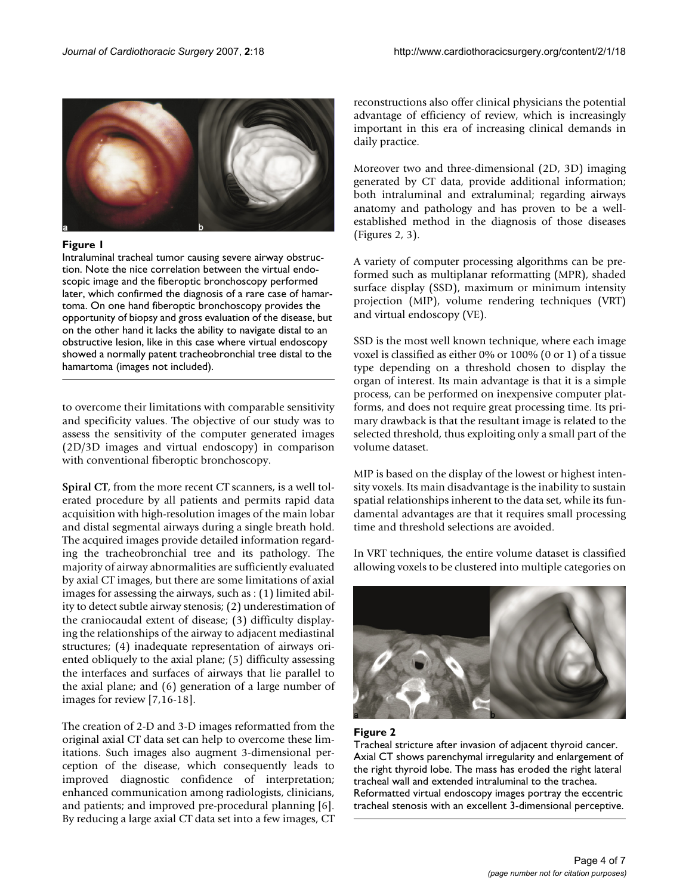**Figure 1**

Intraluminal tracheal tumor causing severe airway obstruction. Note the nice correlation between the virtual endoscopic image and the fiberoptic bronchoscopy performed later, which confirmed the diagnosis of a rare case of hamartoma. On one hand fiberoptic bronchoscopy provides the opportunity of biopsy and gross evaluation of the disease, but on the other hand it lacks the ability to navigate distal to an obstructive lesion, like in this case where virtual endoscopy showed a normally patent tracheobronchial tree distal to the hamartoma (images not included).

to overcome their limitations with comparable sensitivity and specificity values. The objective of our study was to assess the sensitivity of the computer generated images (2D/3D images and virtual endoscopy) in comparison with conventional fiberoptic bronchoscopy.

**Spiral CT**, from the more recent CT scanners, is a well tolerated procedure by all patients and permits rapid data acquisition with high-resolution images of the main lobar and distal segmental airways during a single breath hold. The acquired images provide detailed information regarding the tracheobronchial tree and its pathology. The majority of airway abnormalities are sufficiently evaluated by axial CT images, but there are some limitations of axial images for assessing the airways, such as : (1) limited ability to detect subtle airway stenosis; (2) underestimation of the craniocaudal extent of disease; (3) difficulty displaying the relationships of the airway to adjacent mediastinal structures; (4) inadequate representation of airways oriented obliquely to the axial plane; (5) difficulty assessing the interfaces and surfaces of airways that lie parallel to the axial plane; and (6) generation of a large number of images for review [7,16-18].

The creation of 2-D and 3-D images reformatted from the original axial CT data set can help to overcome these limitations. Such images also augment 3-dimensional perception of the disease, which consequently leads to improved diagnostic confidence of interpretation; enhanced communication among radiologists, clinicians, and patients; and improved pre-procedural planning [6]. By reducing a large axial CT data set into a few images, CT reconstructions also offer clinical physicians the potential advantage of efficiency of review, which is increasingly important in this era of increasing clinical demands in daily practice.

Moreover two and three-dimensional (2D, 3D) imaging generated by CT data, provide additional information; both intraluminal and extraluminal; regarding airways anatomy and pathology and has proven to be a well-established method in the diagnosis of those diseases (Figures 2, 3).

A variety of computer processing algorithms can be preformed such as multiplanar reformatting (MPR), shaded surface display (SSD), maximum or minimum intensity projection (MIP), volume rendering techniques (VRT) and virtual endoscopy (VE).

SSD is the most well known technique, where each image voxel is classified as either 0% or 100% (0 or 1) of a tissue type depending on a threshold chosen to display the organ of interest. Its main advantage is that it is a simple process, can be performed on inexpensive computer platforms, and does not require great processing time. Its primary drawback is that the resultant image is related to the selected threshold, thus exploiting only a small part of the volume dataset.

MIP is based on the display of the lowest or highest intensity voxels. Its main disadvantage is the inability to sustain spatial relationships inherent to the data set, while its fundamental advantages are that it requires small processing time and threshold selections are avoided.

In VRT techniques, the entire volume dataset is classified allowing voxels to be clustered into multiple categories on

**Figure 2**

Tracheal stricture after invasion of adjacent thyroid cancer. Axial CT shows parenchymal irregularity and enlargement of the right thyroid lobe. The mass has eroded the right lateral tracheal wall and extended intraluminal to the trachea. Reformatted virtual endoscopy images portray the eccentric tracheal stenosis with an excellent 3-dimensional perceptive.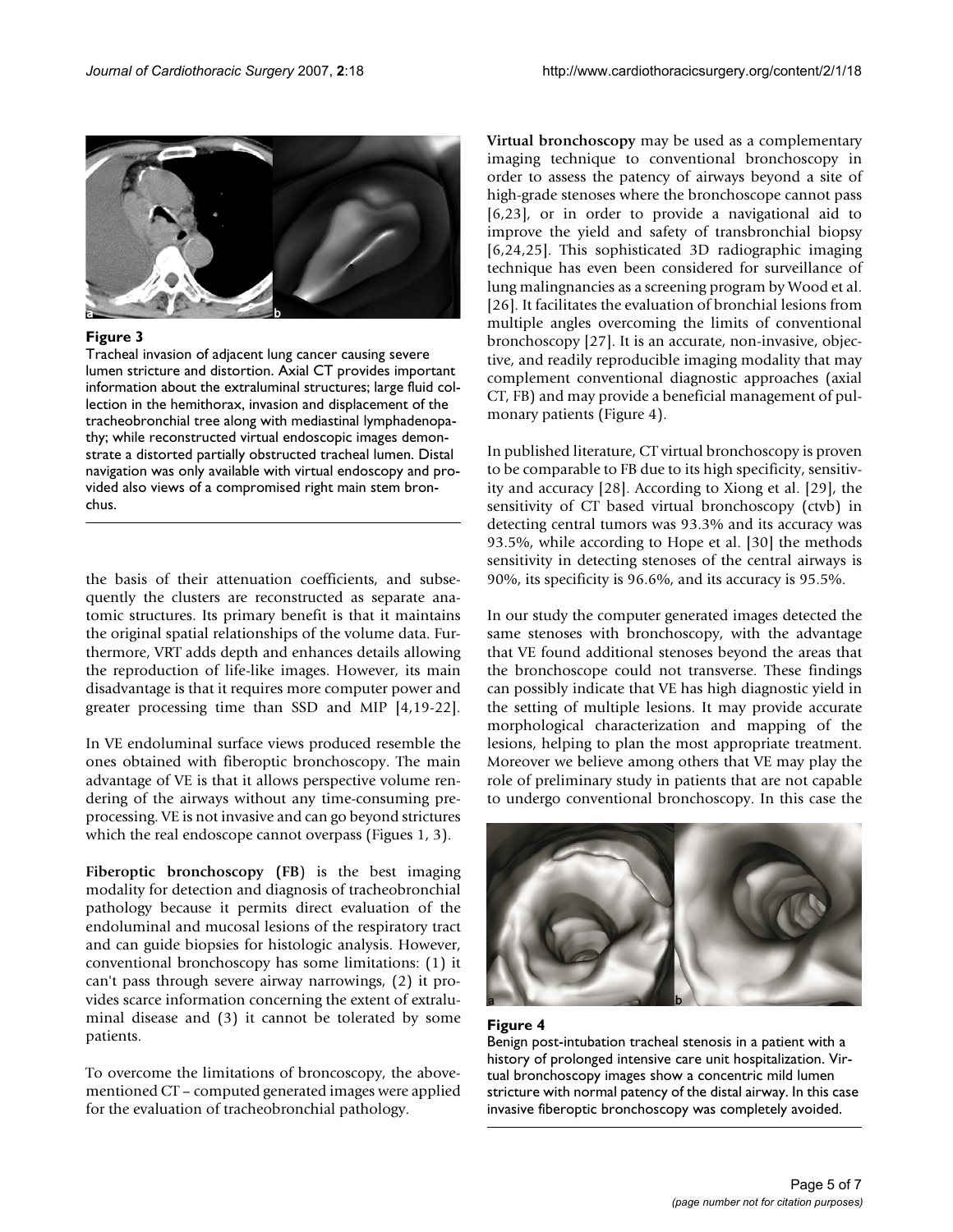**Figure 3**

Tracheal invasion of adjacent lung cancer causing severe lumen stricture and distortion. Axial CT provides important information about the extraluminal structures; large fluid collection in the hemithorax, invasion and displacement of the tracheobronchial tree along with mediastinal lymphadenopathy; while reconstructed virtual endoscopic images demonstrate a distorted partially obstructed tracheal lumen. Distal navigation was only available with virtual endoscopy and provided also views of a compromised right main stem bronchus.

the basis of their attenuation coefficients, and subsequently the clusters are reconstructed as separate anatomic structures. Its primary benefit is that it maintains the original spatial relationships of the volume data. Furthermore, VRT adds depth and enhances details allowing the reproduction of life-like images. However, its main disadvantage is that it requires more computer power and greater processing time than SSD and MIP [4,19-22].

In VE endoluminal surface views produced resemble the ones obtained with fiberoptic bronchoscopy. The main advantage of VE is that it allows perspective volume rendering of the airways without any time-consuming preprocessing. VE is not invasive and can go beyond strictures which the real endoscope cannot overpass (Figures 1, 3).

**Fiberoptic bronchoscopy (FB)** is the best imaging modality for detection and diagnosis of tracheobronchial pathology because it permits direct evaluation of the endoluminal and mucosal lesions of the respiratory tract and can guide biopsies for histologic analysis. However, conventional bronchoscopy has some limitations: (1) it can't pass through severe airway narrowings, (2) it provides scarce information concerning the extent of extraluminal disease and (3) it cannot be tolerated by some patients.

To overcome the limitations of broncoscopy, the abovementioned CT – computed generated images were applied for the evaluation of tracheobronchial pathology.

**Virtual bronchoscopy** may be used as a complementary imaging technique to conventional bronchoscopy in order to assess the patency of airways beyond a site of high-grade stenoses where the bronchoscope cannot pass [6,23], or in order to provide a navigational aid to improve the yield and safety of transbronchial biopsy [6,24,25]. This sophisticated 3D radiographic imaging technique has even been considered for surveillance of lung malingnancies as a screening program by Wood et al. [26]. It facilitates the evaluation of bronchial lesions from multiple angles overcoming the limits of conventional bronchoscopy [27]. It is an accurate, non-invasive, objective, and readily reproducible imaging modality that may complement conventional diagnostic approaches (axial CT, FB) and may provide a beneficial management of pulmonary patients (Figure 4).

In published literature, CT virtual bronchoscopy is proven to be comparable to FB due to its high specificity, sensitivity and accuracy [28]. According to Xiong et al. [29], the sensitivity of CT based virtual bronchoscopy (ctvb) in detecting central tumors was 93.3% and its accuracy was 93.5%, while according to Hope et al. [30] the methods sensitivity in detecting stenoses of the central airways is 90%, its specificity is 96.6%, and its accuracy is 95.5%.

In our study the computer generated images detected the same stenoses with bronchoscopy, with the advantage that VE found additional stenoses beyond the areas that the bronchoscope could not transverse. These findings can possibly indicate that VE has high diagnostic yield in the setting of multiple lesions. It may provide accurate morphological characterization and mapping of the lesions, helping to plan the most appropriate treatment. Moreover we believe among others that VE may play the role of preliminary study in patients that are not capable to undergo conventional bronchoscopy. In this case the

**Figure 4**

Benign post-intubation tracheal stenosis in a patient with a history of prolonged intensive care unit hospitalization. Virtual bronchoscopy images show a concentric mild lumen stricture with normal patency of the distal airway. In this case invasive fiberoptic bronchoscopy was completely avoided.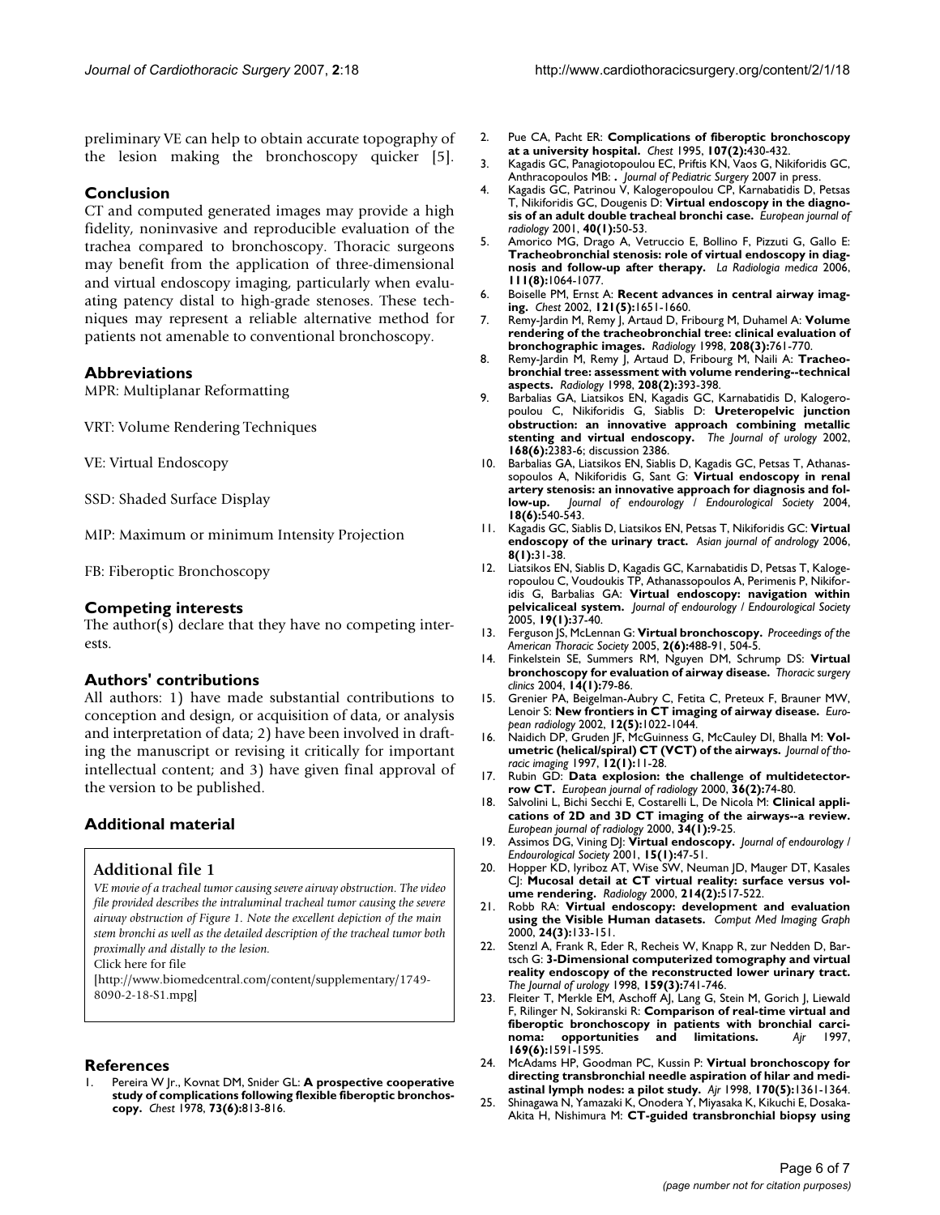preliminary VE can help to obtain accurate topography of the lesion making the bronchoscopy quicker [5].

## Conclusion

CT and computed generated images may provide a high fidelity, noninvasive and reproducible evaluation of the trachea compared to bronchoscopy. Thoracic surgeons may benefit from the application of three-dimensional and virtual endoscopy imaging, particularly when evaluating patency distal to high-grade stenoses. These techniques may represent a reliable alternative method for patients not amenable to conventional bronchoscopy.

## Abbreviations

MPR: Multiplanar Reformatting

VRT: Volume Rendering Techniques

VE: Virtual Endoscopy

SSD: Shaded Surface Display

MIP: Maximum or minimum Intensity Projection

FB: Fiberoptic Bronchoscopy

## Competing interests

The author(s) declare that they have no competing interests.

## Authors' contributions

All authors: 1) have made substantial contributions to conception and design, or acquisition of data, or analysis and interpretation of data; 2) have been involved in drafting the manuscript or revising it critically for important intellectual content; and 3) have given final approval of the version to be published.

## Additional material

### Additional file 1

*VE movie of a tracheal tumor causing severe airway obstruction. The video file provided describes the intraluminal tracheal tumor causing the severe airway obstruction of Figure 1. Note the excellent depiction of the main stem bronchi as well as the detailed description of the tracheal tumor both proximally and distally to the lesion.*
Click here for file
[http://www.biomedcentral.com/content/supplementary/1749-8090-2-18-S1.mpg]

## References

1. Pereira W Jr., Kovnat DM, Snider GL: **A prospective cooperative study of complications following flexible fiberoptic bronchoscopy.** *Chest* 1978, **73(6):**813-816.
2. Pue CA, Pacht ER: **Complications of fiberoptic bronchoscopy at a university hospital.** *Chest* 1995, **107(2):**430-432.
3. Kagadis GC, Panagiotopoulou EC, Priftis KN, Vaos G, Nikiforidis GC, Anthracopoulos MB: **.** *Journal of Pediatric Surgery* 2007 in press.
4. Kagadis GC, Patrinou V, Kalogeropoulou CP, Karnabatidis D, Petsas T, Nikiforidis GC, Dougenis D: **Virtual endoscopy in the diagnosis of an adult double tracheal bronchi case.** *European journal of radiology* 2001, **40(1):**50-53.
5. Amorico MG, Drago A, Vetruccio E, Bollino F, Pizzuti G, Gallo E: **Tracheobronchial stenosis: role of virtual endoscopy in diagnosis and follow-up after therapy.** *La Radiologia medica* 2006, **111(8):**1064-1077.
6. Boiselle PM, Ernst A: **Recent advances in central airway imaging.** *Chest* 2002, **121(5):**1651-1660.
7. Remy-Jardin M, Remy J, Artaud D, Fribourg M, Duhamel A: **Volume rendering of the tracheobronchial tree: clinical evaluation of bronchographic images.** *Radiology* 1998, **208(3):**761-770.
8. Remy-Jardin M, Remy J, Artaud D, Fribourg M, Naili A: **Tracheobronchial tree: assessment with volume rendering--technical aspects.** *Radiology* 1998, **208(2):**393-398.
9. Barbalias GA, Liatsikos EN, Kagadis GC, Karnabatidis D, Kalogeropoulou C, Nikiforidis G, Siablis D: **Ureteropelvic junction obstruction: an innovative approach combining metallic stenting and virtual endoscopy.** *The Journal of urology* 2002, **168(6):**2383-6; discussion 2386.
10. Barbalias GA, Liatsikos EN, Siablis D, Kagadis GC, Petsas T, Athanassopoulos A, Nikiforidis G, Sant G: **Virtual endoscopy in renal artery stenosis: an innovative approach for diagnosis and follow-up.** *Journal of endourology / Endourological Society* 2004, **18(6):**540-543.
11. Kagadis GC, Siablis D, Liatsikos EN, Petsas T, Nikiforidis GC: **Virtual endoscopy of the urinary tract.** *Asian journal of andrology* 2006, **8(1):**31-38.
12. Liatsikos EN, Siablis D, Kagadis GC, Karnabatidis D, Petsas T, Kalogeropoulou C, Voudoukis TP, Athanassopoulos A, Perimenis P, Nikiforidis G, Barbalias GA: **Virtual endoscopy: navigation within pelvicaliceal system.** *Journal of endourology / Endourological Society* 2005, **19(1):**37-40.
13. Ferguson JS, McLennan G: **Virtual bronchoscopy.** *Proceedings of the American Thoracic Society* 2005, **2(6):**488-91, 504-5.
14. Finkelstein SE, Summers RM, Nguyen DM, Schrump DS: **Virtual bronchoscopy for evaluation of airway disease.** *Thoracic surgery clinics* 2004, **14(1):**79-86.
15. Grenier PA, Beigelman-Aubry C, Fetita C, Preteux F, Brauner MW, Lenoir S: **New frontiers in CT imaging of airway disease.** *European radiology* 2002, **12(5):**1022-1044.
16. Naidich DP, Gruden JF, McGuinness G, McCauley DI, Bhalla M: **Volumetric (helical/spiral) CT (VCT) of the airways.** *Journal of thoracic imaging* 1997, **12(1):**11-28.
17. Rubin GD: **Data explosion: the challenge of multidetector-row CT.** *European journal of radiology* 2000, **36(2):**74-80.
18. Salvolini L, Bichi Secchi E, Costarelli L, De Nicola M: **Clinical applications of 2D and 3D CT imaging of the airways--a review.** *European journal of radiology* 2000, **34(1):**9-25.
19. Assimos DG, Vining DJ: **Virtual endoscopy.** *Journal of endourology / Endourological Society* 2001, **15(1):**47-51.
20. Hopper KD, Iyriboz AT, Wise SW, Neuman JD, Mauger DT, Kasales CJ: **Mucosal detail at CT virtual reality: surface versus volume rendering.** *Radiology* 2000, **214(2):**517-522.
21. Robb RA: **Virtual endoscopy: development and evaluation using the Visible Human datasets.** *Comput Med Imaging Graph* 2000, **24(3):**133-151.
22. Stenzl A, Frank R, Eder R, Recheis W, Knapp R, zur Nedden D, Bartsch G: **3-Dimensional computerized tomography and virtual reality endoscopy of the reconstructed lower urinary tract.** *The Journal of urology* 1998, **159(3):**741-746.
23. Fleiter T, Merkle EM, Aschoff AJ, Lang G, Stein M, Gorich J, Liewald F, Rilinger N, Sokiranski R: **Comparison of real-time virtual and fiberoptic bronchoscopy in patients with bronchial carcinoma: opportunities and limitations.** *Ajr* 1997, **169(6):**1591-1595.
24. McAdams HP, Goodman PC, Kussin P: **Virtual bronchoscopy for directing transbronchial needle aspiration of hilar and mediastinal lymph nodes: a pilot study.** *Ajr* 1998, **170(5):**1361-1364.
25. Shinagawa N, Yamazaki K, Onodera Y, Miyasaka K, Kikuchi E, Dosaka-Akita H, Nishimura M: **CT-guided transbronchial biopsy using**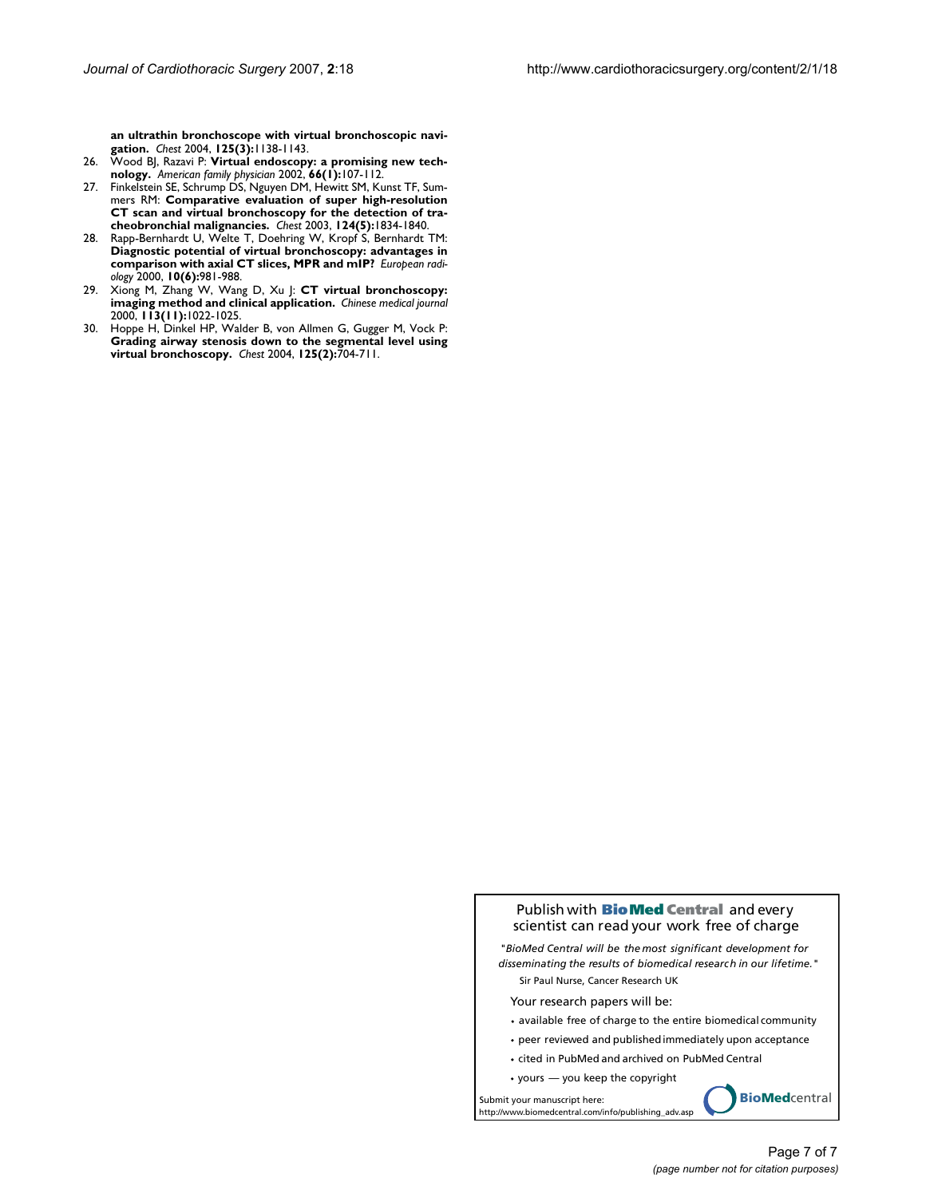an ultrathin bronchoscope with virtual bronchoscopic navigation. *Chest* 2004, **125(3):**1138-1143.

26. Wood BJ, Razavi P: **Virtual endoscopy: a promising new technology.** *American family physician* 2002, **66(1):**107-112.
27. Finkelstein SE, Schrump DS, Nguyen DM, Hewitt SM, Kunst TF, Summers RM: **Comparative evaluation of super high-resolution CT scan and virtual bronchoscopy for the detection of tracheobronchial malignancies.** *Chest* 2003, **124(5):**1834-1840.
28. Rapp-Bernhardt U, Welte T, Doehring W, Kropf S, Bernhardt TM: **Diagnostic potential of virtual bronchoscopy: advantages in comparison with axial CT slices, MPR and mIP?** *European radiology* 2000, **10(6):**981-988.
29. Xiong M, Zhang W, Wang D, Xu J: **CT virtual bronchoscopy: imaging method and clinical application.** *Chinese medical journal* 2000, **113(11):**1022-1025.
30. Hoppe H, Dinkel HP, Walder B, von Allmen G, Gugger M, Vock P: **Grading airway stenosis down to the segmental level using virtual bronchoscopy.** *Chest* 2004, **125(2):**704-711.

Publish with **BioMed Central** and every scientist can read your work free of charge

*"BioMed Central will be the most significant development for disseminating the results of biomedical research in our lifetime."*

Sir Paul Nurse, Cancer Research UK

Your research papers will be:

- available free of charge to the entire biomedical community
- peer reviewed and published immediately upon acceptance
- cited in PubMed and archived on PubMed Central
- yours — you keep the copyright

Submit your manuscript here:
http://www.biomedcentral.com/info/publishing_adv.asp

**BioMed**central